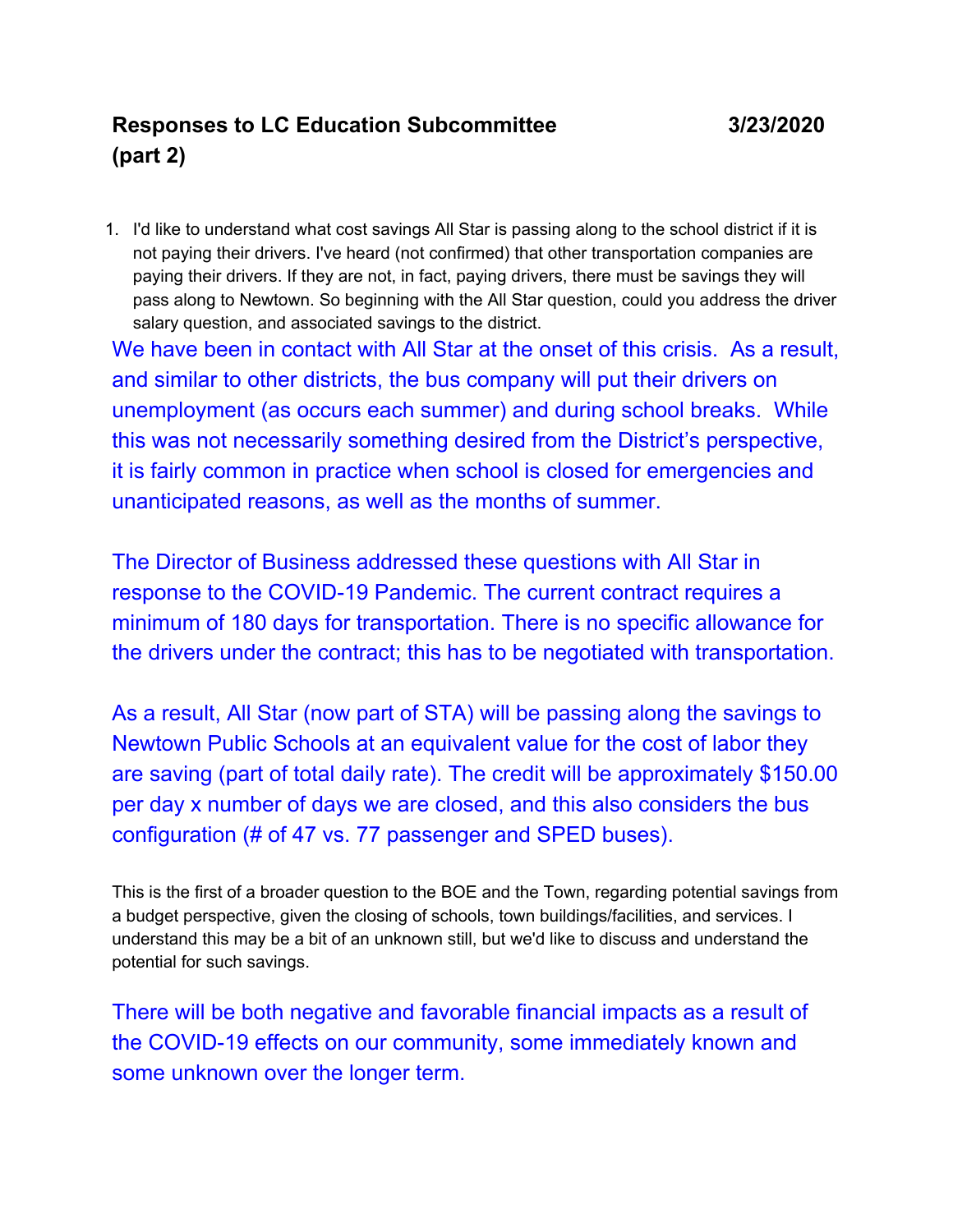# Responses to LC Education Subcommittee (part 2) 3/23/2020

1. I'd like to understand what cost savings All Star is passing along to the school district if it is not paying their drivers. I've heard (not confirmed) that other transportation companies are paying their drivers. If they are not, in fact, paying drivers, there must be savings they will pass along to Newtown. So beginning with the All Star question, could you address the driver salary question, and associated savings to the district.

We have been in contact with All Star at the onset of this crisis. As a result, and similar to other districts, the bus company will put their drivers on unemployment (as occurs each summer) and during school breaks. While this was not necessarily something desired from the District's perspective, it is fairly common in practice when school is closed for emergencies and unanticipated reasons, as well as the months of summer.

The Director of Business addressed these questions with All Star in response to the COVID-19 Pandemic. The current contract requires a minimum of 180 days for transportation. There is no specific allowance for the drivers under the contract; this has to be negotiated with transportation.

As a result, All Star (now part of STA) will be passing along the savings to Newtown Public Schools at an equivalent value for the cost of labor they are saving (part of total daily rate). The credit will be approximately $150.00 per day x number of days we are closed, and this also considers the bus configuration (# of 47 vs. 77 passenger and SPED buses).

This is the first of a broader question to the BOE and the Town, regarding potential savings from a budget perspective, given the closing of schools, town buildings/facilities, and services. I understand this may be a bit of an unknown still, but we'd like to discuss and understand the potential for such savings.

There will be both negative and favorable financial impacts as a result of the COVID-19 effects on our community, some immediately known and some unknown over the longer term.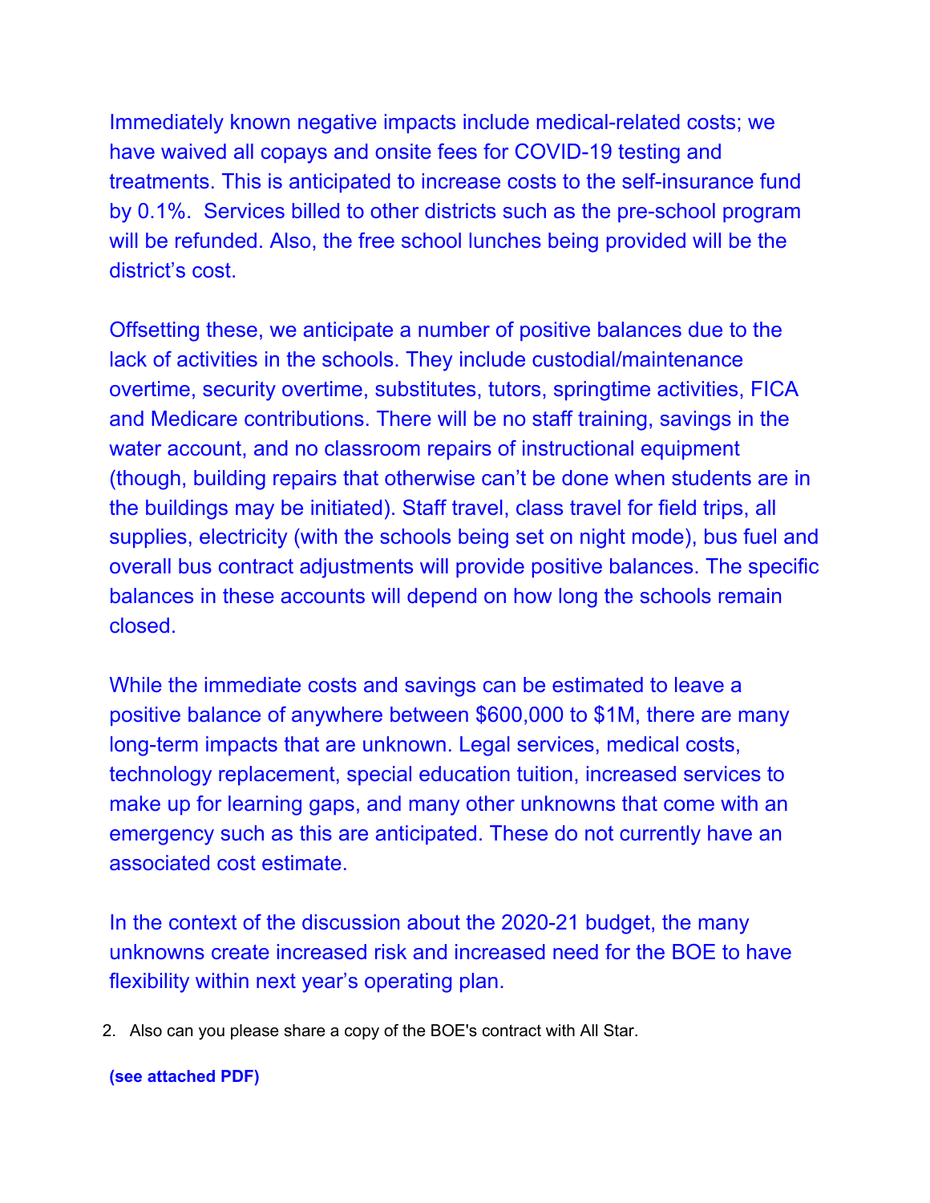Immediately known negative impacts include medical-related costs; we have waived all copays and onsite fees for COVID-19 testing and treatments. This is anticipated to increase costs to the self-insurance fund by 0.1%. Services billed to other districts such as the pre-school program will be refunded. Also, the free school lunches being provided will be the district's cost.

Offsetting these, we anticipate a number of positive balances due to the lack of activities in the schools. They include custodial/maintenance overtime, security overtime, substitutes, tutors, springtime activities, FICA and Medicare contributions. There will be no staff training, savings in the water account, and no classroom repairs of instructional equipment (though, building repairs that otherwise can't be done when students are in the buildings may be initiated). Staff travel, class travel for field trips, all supplies, electricity (with the schools being set on night mode), bus fuel and overall bus contract adjustments will provide positive balances. The specific balances in these accounts will depend on how long the schools remain closed.

While the immediate costs and savings can be estimated to leave a positive balance of anywhere between $600,000 to $1M, there are many long-term impacts that are unknown. Legal services, medical costs, technology replacement, special education tuition, increased services to make up for learning gaps, and many other unknowns that come with an emergency such as this are anticipated. These do not currently have an associated cost estimate.

In the context of the discussion about the 2020-21 budget, the many unknowns create increased risk and increased need for the BOE to have flexibility within next year's operating plan.

2. Also can you please share a copy of the BOE's contract with All Star.

**(see attached PDF)**